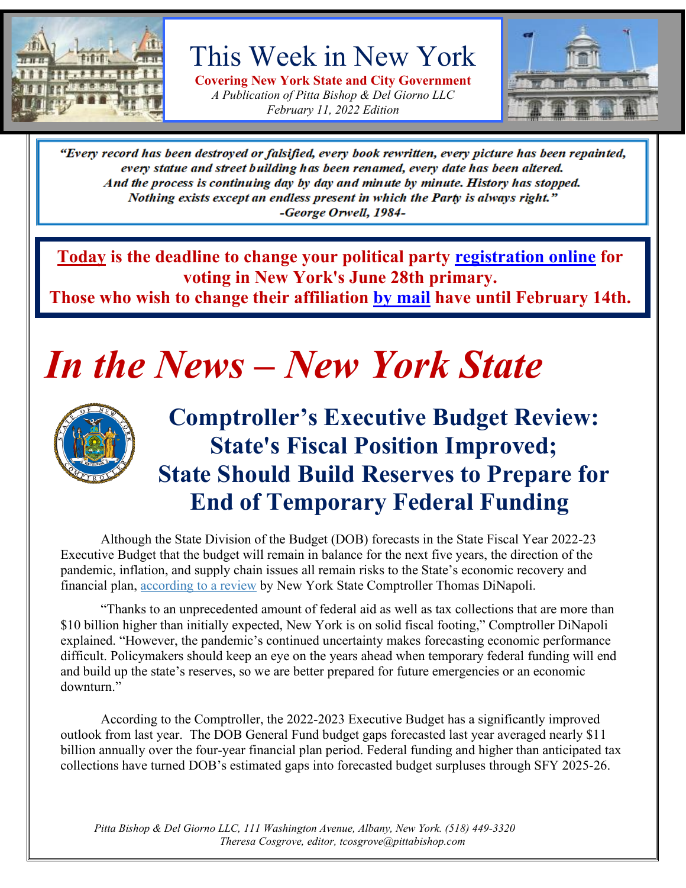# This Week in New York

**Covering New York State and City Government**

*A Publication of Pitta Bishop & Del Giorno LLC*

*February 11, 2022 Edition*

> ***"Every record has been destroyed or falsified, every book rewritten, every picture has been repainted, every statue and street building has been renamed, every date has been altered. And the process is continuing day by day and minute by minute. History has stopped. Nothing exists except an endless present in which the Party is always right."***
> ***-George Orwell, 1984-***

**Today is the deadline to change your political party registration online for voting in New York's June 28th primary.**
**Those who wish to change their affiliation by mail have until February 14th.**

# *In the News – New York State*

## Comptroller's Executive Budget Review: State's Fiscal Position Improved; State Should Build Reserves to Prepare for End of Temporary Federal Funding

Although the State Division of the Budget (DOB) forecasts in the State Fiscal Year 2022-23 Executive Budget that the budget will remain in balance for the next five years, the direction of the pandemic, inflation, and supply chain issues all remain risks to the State's economic recovery and financial plan, according to a review by New York State Comptroller Thomas DiNapoli.

"Thanks to an unprecedented amount of federal aid as well as tax collections that are more than $10 billion higher than initially expected, New York is on solid fiscal footing," Comptroller DiNapoli explained. "However, the pandemic's continued uncertainty makes forecasting economic performance difficult. Policymakers should keep an eye on the years ahead when temporary federal funding will end and build up the state's reserves, so we are better prepared for future emergencies or an economic downturn."

According to the Comptroller, the 2022-2023 Executive Budget has a significantly improved outlook from last year. The DOB General Fund budget gaps forecasted last year averaged nearly $11 billion annually over the four-year financial plan period. Federal funding and higher than anticipated tax collections have turned DOB's estimated gaps into forecasted budget surpluses through SFY 2025-26.

*Pitta Bishop & Del Giorno LLC, 111 Washington Avenue, Albany, New York. (518) 449-3320*
*Theresa Cosgrove, editor, tcosgrove@pittabishop.com*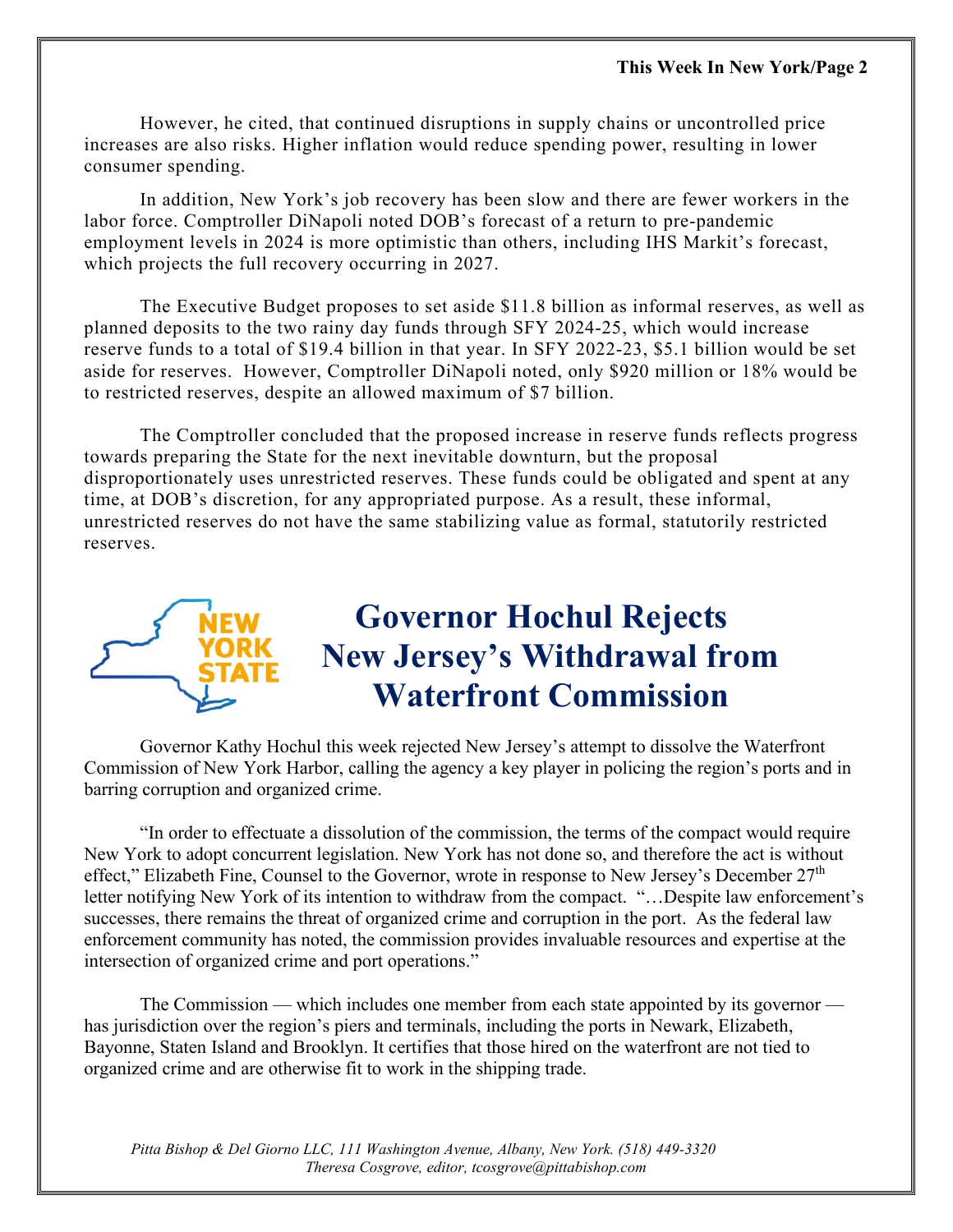However, he cited, that continued disruptions in supply chains or uncontrolled price increases are also risks. Higher inflation would reduce spending power, resulting in lower consumer spending.

In addition, New York's job recovery has been slow and there are fewer workers in the labor force. Comptroller DiNapoli noted DOB's forecast of a return to pre-pandemic employment levels in 2024 is more optimistic than others, including IHS Markit's forecast, which projects the full recovery occurring in 2027.

The Executive Budget proposes to set aside $11.8 billion as informal reserves, as well as planned deposits to the two rainy day funds through SFY 2024-25, which would increase reserve funds to a total of $19.4 billion in that year. In SFY 2022-23, $5.1 billion would be set aside for reserves. However, Comptroller DiNapoli noted, only $920 million or 18% would be to restricted reserves, despite an allowed maximum of $7 billion.

The Comptroller concluded that the proposed increase in reserve funds reflects progress towards preparing the State for the next inevitable downturn, but the proposal disproportionately uses unrestricted reserves. These funds could be obligated and spent at any time, at DOB's discretion, for any appropriated purpose. As a result, these informal, unrestricted reserves do not have the same stabilizing value as formal, statutorily restricted reserves.

# Governor Hochul Rejects New Jersey's Withdrawal from Waterfront Commission

Governor Kathy Hochul this week rejected New Jersey's attempt to dissolve the Waterfront Commission of New York Harbor, calling the agency a key player in policing the region's ports and in barring corruption and organized crime.

"In order to effectuate a dissolution of the commission, the terms of the compact would require New York to adopt concurrent legislation. New York has not done so, and therefore the act is without effect," Elizabeth Fine, Counsel to the Governor, wrote in response to New Jersey's December 27th letter notifying New York of its intention to withdraw from the compact. "…Despite law enforcement's successes, there remains the threat of organized crime and corruption in the port. As the federal law enforcement community has noted, the commission provides invaluable resources and expertise at the intersection of organized crime and port operations."

The Commission — which includes one member from each state appointed by its governor — has jurisdiction over the region's piers and terminals, including the ports in Newark, Elizabeth, Bayonne, Staten Island and Brooklyn. It certifies that those hired on the waterfront are not tied to organized crime and are otherwise fit to work in the shipping trade.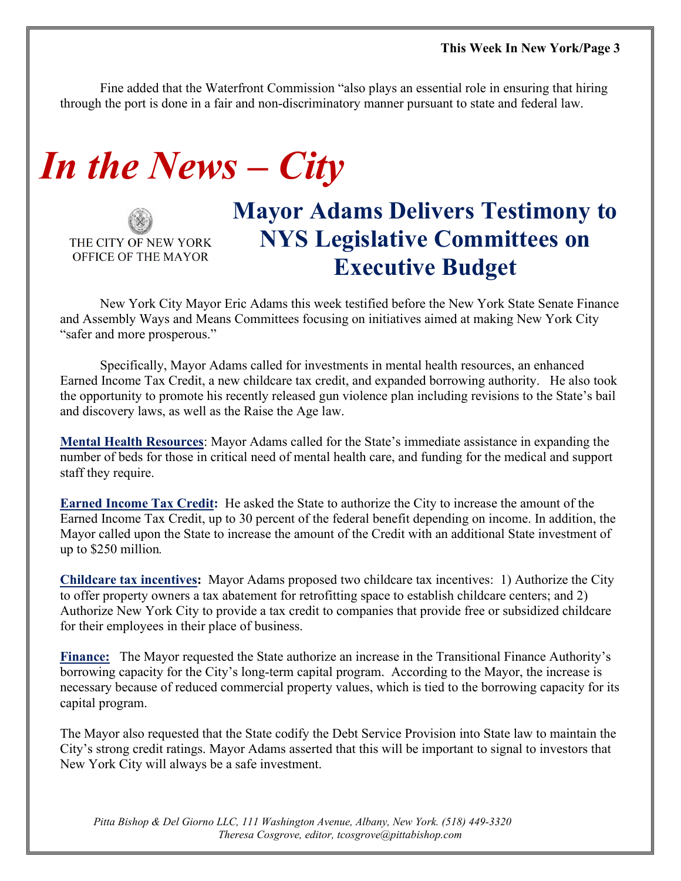Fine added that the Waterfront Commission "also plays an essential role in ensuring that hiring through the port is done in a fair and non-discriminatory manner pursuant to state and federal law.

# *In the News – City*

THE CITY OF NEW YORK
OFFICE OF THE MAYOR

## Mayor Adams Delivers Testimony to NYS Legislative Committees on Executive Budget

New York City Mayor Eric Adams this week testified before the New York State Senate Finance and Assembly Ways and Means Committees focusing on initiatives aimed at making New York City "safer and more prosperous."

Specifically, Mayor Adams called for investments in mental health resources, an enhanced Earned Income Tax Credit, a new childcare tax credit, and expanded borrowing authority. He also took the opportunity to promote his recently released gun violence plan including revisions to the State's bail and discovery laws, as well as the Raise the Age law.

**Mental Health Resources**: Mayor Adams called for the State's immediate assistance in expanding the number of beds for those in critical need of mental health care, and funding for the medical and support staff they require.

**Earned Income Tax Credit:** He asked the State to authorize the City to increase the amount of the Earned Income Tax Credit, up to 30 percent of the federal benefit depending on income. In addition, the Mayor called upon the State to increase the amount of the Credit with an additional State investment of up to $250 million.

**Childcare tax incentives:** Mayor Adams proposed two childcare tax incentives: 1) Authorize the City to offer property owners a tax abatement for retrofitting space to establish childcare centers; and 2) Authorize New York City to provide a tax credit to companies that provide free or subsidized childcare for their employees in their place of business.

**Finance:** The Mayor requested the State authorize an increase in the Transitional Finance Authority's borrowing capacity for the City's long-term capital program. According to the Mayor, the increase is necessary because of reduced commercial property values, which is tied to the borrowing capacity for its capital program.

The Mayor also requested that the State codify the Debt Service Provision into State law to maintain the City's strong credit ratings. Mayor Adams asserted that this will be important to signal to investors that New York City will always be a safe investment.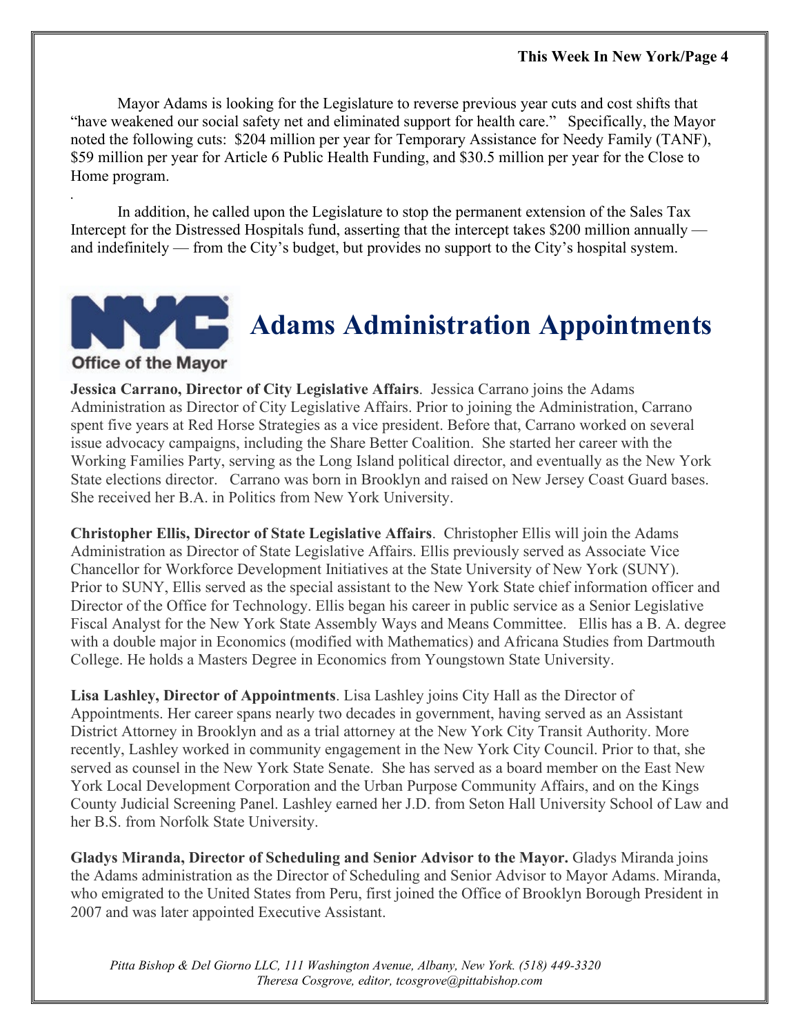Mayor Adams is looking for the Legislature to reverse previous year cuts and cost shifts that "have weakened our social safety net and eliminated support for health care." Specifically, the Mayor noted the following cuts: $204 million per year for Temporary Assistance for Needy Family (TANF), $59 million per year for Article 6 Public Health Funding, and $30.5 million per year for the Close to Home program.

.

In addition, he called upon the Legislature to stop the permanent extension of the Sales Tax Intercept for the Distressed Hospitals fund, asserting that the intercept takes $200 million annually — and indefinitely — from the City's budget, but provides no support to the City's hospital system.

NYC Office of the Mayor

# Adams Administration Appointments

**Jessica Carrano, Director of City Legislative Affairs**. Jessica Carrano joins the Adams Administration as Director of City Legislative Affairs. Prior to joining the Administration, Carrano spent five years at Red Horse Strategies as a vice president. Before that, Carrano worked on several issue advocacy campaigns, including the Share Better Coalition. She started her career with the Working Families Party, serving as the Long Island political director, and eventually as the New York State elections director. Carrano was born in Brooklyn and raised on New Jersey Coast Guard bases. She received her B.A. in Politics from New York University.

**Christopher Ellis, Director of State Legislative Affairs**. Christopher Ellis will join the Adams Administration as Director of State Legislative Affairs. Ellis previously served as Associate Vice Chancellor for Workforce Development Initiatives at the State University of New York (SUNY). Prior to SUNY, Ellis served as the special assistant to the New York State chief information officer and Director of the Office for Technology. Ellis began his career in public service as a Senior Legislative Fiscal Analyst for the New York State Assembly Ways and Means Committee. Ellis has a B. A. degree with a double major in Economics (modified with Mathematics) and Africana Studies from Dartmouth College. He holds a Masters Degree in Economics from Youngstown State University.

**Lisa Lashley, Director of Appointments**. Lisa Lashley joins City Hall as the Director of Appointments. Her career spans nearly two decades in government, having served as an Assistant District Attorney in Brooklyn and as a trial attorney at the New York City Transit Authority. More recently, Lashley worked in community engagement in the New York City Council. Prior to that, she served as counsel in the New York State Senate. She has served as a board member on the East New York Local Development Corporation and the Urban Purpose Community Affairs, and on the Kings County Judicial Screening Panel. Lashley earned her J.D. from Seton Hall University School of Law and her B.S. from Norfolk State University.

**Gladys Miranda, Director of Scheduling and Senior Advisor to the Mayor.** Gladys Miranda joins the Adams administration as the Director of Scheduling and Senior Advisor to Mayor Adams. Miranda, who emigrated to the United States from Peru, first joined the Office of Brooklyn Borough President in 2007 and was later appointed Executive Assistant.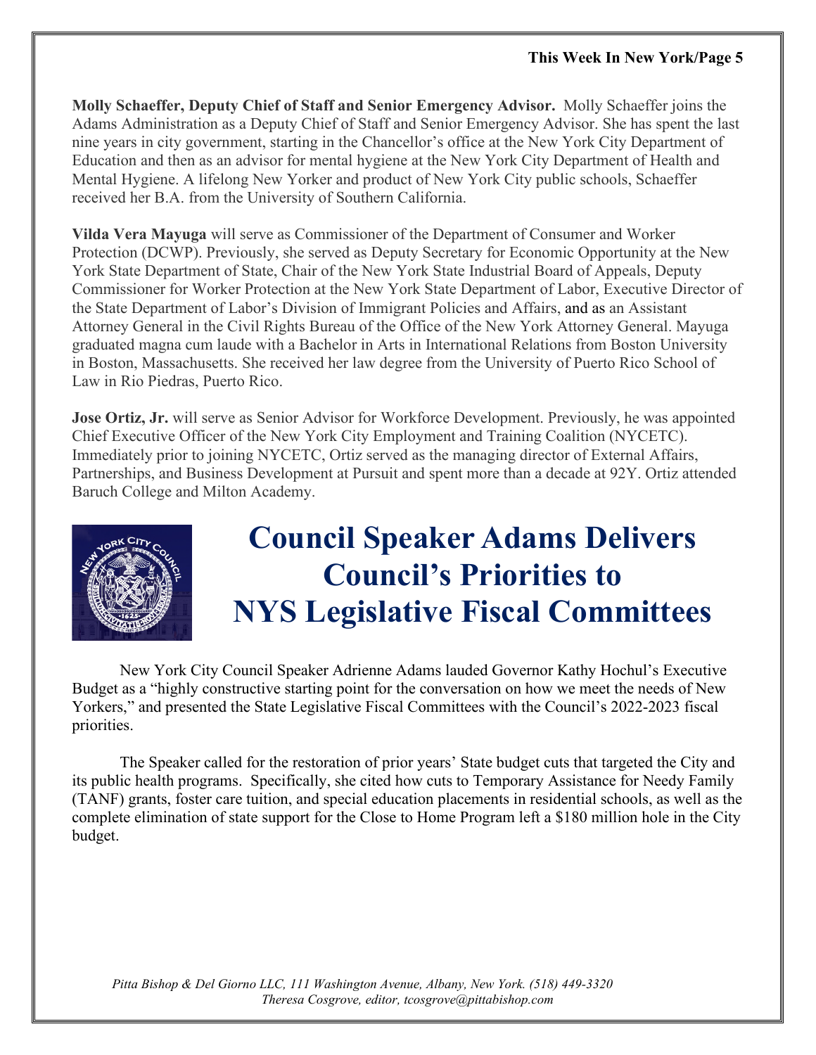**Molly Schaeffer, Deputy Chief of Staff and Senior Emergency Advisor.** Molly Schaeffer joins the Adams Administration as a Deputy Chief of Staff and Senior Emergency Advisor. She has spent the last nine years in city government, starting in the Chancellor's office at the New York City Department of Education and then as an advisor for mental hygiene at the New York City Department of Health and Mental Hygiene. A lifelong New Yorker and product of New York City public schools, Schaeffer received her B.A. from the University of Southern California.

**Vilda Vera Mayuga** will serve as Commissioner of the Department of Consumer and Worker Protection (DCWP). Previously, she served as Deputy Secretary for Economic Opportunity at the New York State Department of State, Chair of the New York State Industrial Board of Appeals, Deputy Commissioner for Worker Protection at the New York State Department of Labor, Executive Director of the State Department of Labor's Division of Immigrant Policies and Affairs, and as an Assistant Attorney General in the Civil Rights Bureau of the Office of the New York Attorney General. Mayuga graduated magna cum laude with a Bachelor in Arts in International Relations from Boston University in Boston, Massachusetts. She received her law degree from the University of Puerto Rico School of Law in Rio Piedras, Puerto Rico.

**Jose Ortiz, Jr.** will serve as Senior Advisor for Workforce Development. Previously, he was appointed Chief Executive Officer of the New York City Employment and Training Coalition (NYCETC). Immediately prior to joining NYCETC, Ortiz served as the managing director of External Affairs, Partnerships, and Business Development at Pursuit and spent more than a decade at 92Y. Ortiz attended Baruch College and Milton Academy.

# Council Speaker Adams Delivers Council's Priorities to NYS Legislative Fiscal Committees

New York City Council Speaker Adrienne Adams lauded Governor Kathy Hochul's Executive Budget as a "highly constructive starting point for the conversation on how we meet the needs of New Yorkers," and presented the State Legislative Fiscal Committees with the Council's 2022-2023 fiscal priorities.

The Speaker called for the restoration of prior years' State budget cuts that targeted the City and its public health programs. Specifically, she cited how cuts to Temporary Assistance for Needy Family (TANF) grants, foster care tuition, and special education placements in residential schools, as well as the complete elimination of state support for the Close to Home Program left a $180 million hole in the City budget.

*Pitta Bishop & Del Giorno LLC, 111 Washington Avenue, Albany, New York. (518) 449-3320*
*Theresa Cosgrove, editor, tcosgrove@pittabishop.com*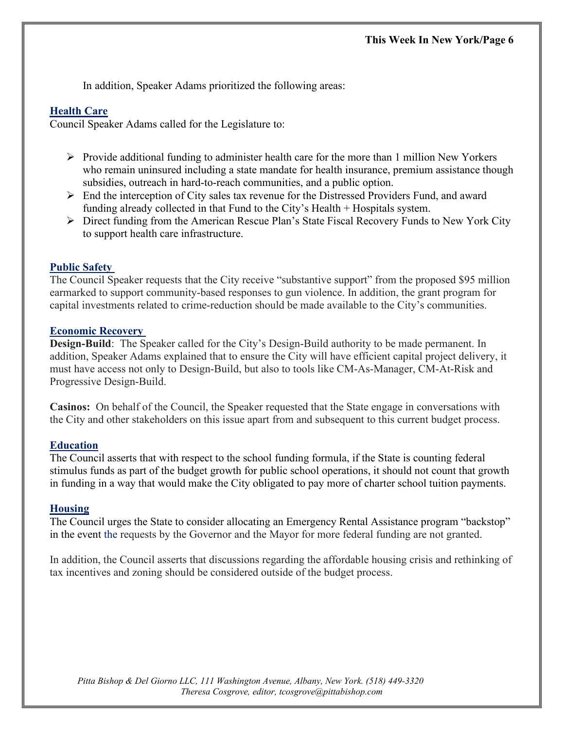In addition, Speaker Adams prioritized the following areas:

## Health Care

Council Speaker Adams called for the Legislature to:

- Provide additional funding to administer health care for the more than 1 million New Yorkers who remain uninsured including a state mandate for health insurance, premium assistance though subsidies, outreach in hard-to-reach communities, and a public option.
- End the interception of City sales tax revenue for the Distressed Providers Fund, and award funding already collected in that Fund to the City's Health + Hospitals system.
- Direct funding from the American Rescue Plan's State Fiscal Recovery Funds to New York City to support health care infrastructure.

## Public Safety

The Council Speaker requests that the City receive "substantive support" from the proposed $95 million earmarked to support community-based responses to gun violence. In addition, the grant program for capital investments related to crime-reduction should be made available to the City's communities.

## Economic Recovery

**Design-Build**: The Speaker called for the City's Design-Build authority to be made permanent. In addition, Speaker Adams explained that to ensure the City will have efficient capital project delivery, it must have access not only to Design-Build, but also to tools like CM-As-Manager, CM-At-Risk and Progressive Design-Build.

**Casinos:** On behalf of the Council, the Speaker requested that the State engage in conversations with the City and other stakeholders on this issue apart from and subsequent to this current budget process.

## Education

The Council asserts that with respect to the school funding formula, if the State is counting federal stimulus funds as part of the budget growth for public school operations, it should not count that growth in funding in a way that would make the City obligated to pay more of charter school tuition payments.

## Housing

The Council urges the State to consider allocating an Emergency Rental Assistance program "backstop" in the event the requests by the Governor and the Mayor for more federal funding are not granted.

In addition, the Council asserts that discussions regarding the affordable housing crisis and rethinking of tax incentives and zoning should be considered outside of the budget process.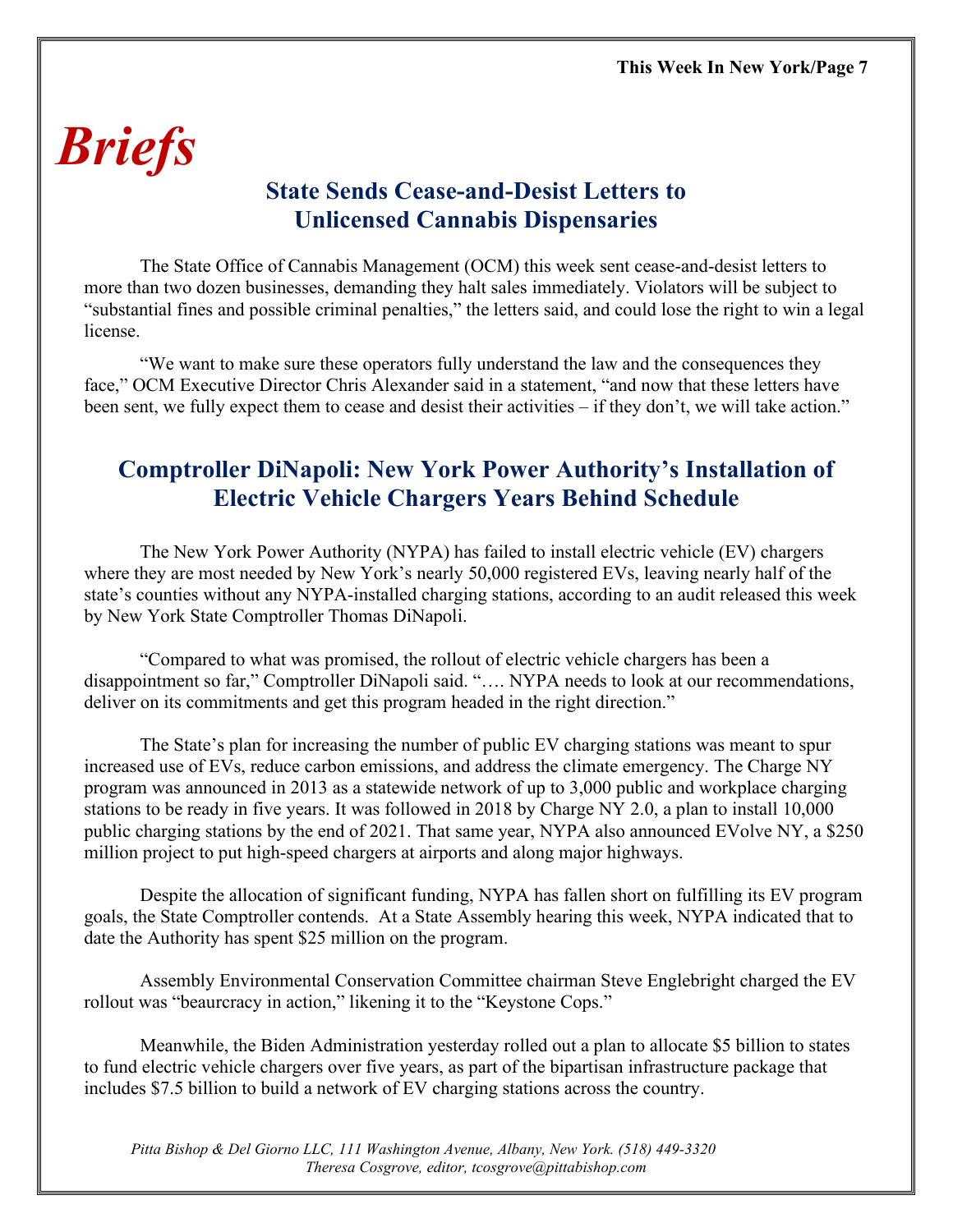# *Briefs*

## State Sends Cease-and-Desist Letters to Unlicensed Cannabis Dispensaries

The State Office of Cannabis Management (OCM) this week sent cease-and-desist letters to more than two dozen businesses, demanding they halt sales immediately. Violators will be subject to "substantial fines and possible criminal penalties," the letters said, and could lose the right to win a legal license.

"We want to make sure these operators fully understand the law and the consequences they face," OCM Executive Director Chris Alexander said in a statement, "and now that these letters have been sent, we fully expect them to cease and desist their activities – if they don't, we will take action."

## Comptroller DiNapoli: New York Power Authority's Installation of Electric Vehicle Chargers Years Behind Schedule

The New York Power Authority (NYPA) has failed to install electric vehicle (EV) chargers where they are most needed by New York's nearly 50,000 registered EVs, leaving nearly half of the state's counties without any NYPA-installed charging stations, according to an audit released this week by New York State Comptroller Thomas DiNapoli.

"Compared to what was promised, the rollout of electric vehicle chargers has been a disappointment so far," Comptroller DiNapoli said. "…. NYPA needs to look at our recommendations, deliver on its commitments and get this program headed in the right direction."

The State's plan for increasing the number of public EV charging stations was meant to spur increased use of EVs, reduce carbon emissions, and address the climate emergency. The Charge NY program was announced in 2013 as a statewide network of up to 3,000 public and workplace charging stations to be ready in five years. It was followed in 2018 by Charge NY 2.0, a plan to install 10,000 public charging stations by the end of 2021. That same year, NYPA also announced EVolve NY, a $250 million project to put high-speed chargers at airports and along major highways.

Despite the allocation of significant funding, NYPA has fallen short on fulfilling its EV program goals, the State Comptroller contends. At a State Assembly hearing this week, NYPA indicated that to date the Authority has spent $25 million on the program.

Assembly Environmental Conservation Committee chairman Steve Englebright charged the EV rollout was "beaurcracy in action," likening it to the "Keystone Cops."

Meanwhile, the Biden Administration yesterday rolled out a plan to allocate $5 billion to states to fund electric vehicle chargers over five years, as part of the bipartisan infrastructure package that includes $7.5 billion to build a network of EV charging stations across the country.

*Pitta Bishop & Del Giorno LLC, 111 Washington Avenue, Albany, New York. (518) 449-3320*
*Theresa Cosgrove, editor, tcosgrove@pittabishop.com*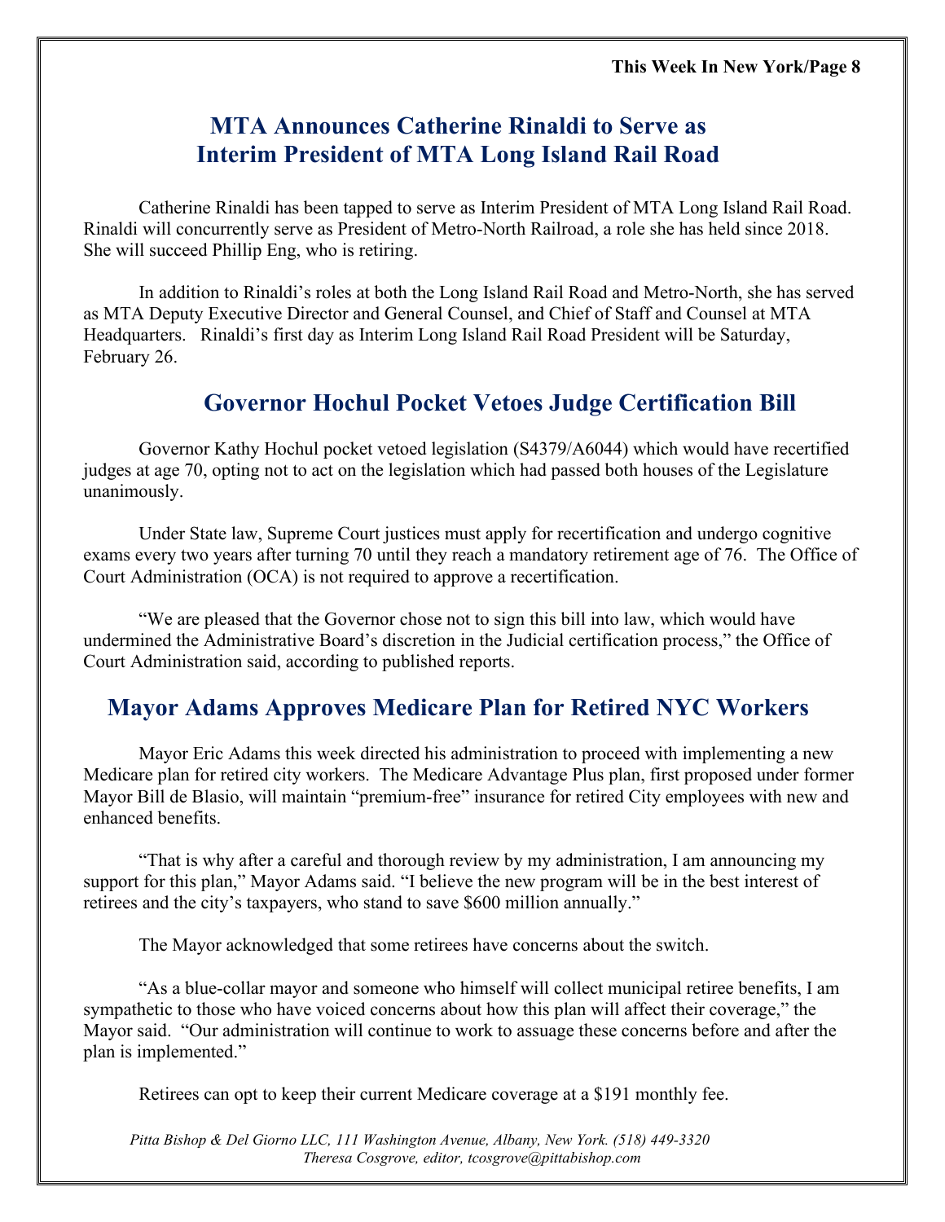## MTA Announces Catherine Rinaldi to Serve as Interim President of MTA Long Island Rail Road

Catherine Rinaldi has been tapped to serve as Interim President of MTA Long Island Rail Road. Rinaldi will concurrently serve as President of Metro-North Railroad, a role she has held since 2018. She will succeed Phillip Eng, who is retiring.

In addition to Rinaldi's roles at both the Long Island Rail Road and Metro-North, she has served as MTA Deputy Executive Director and General Counsel, and Chief of Staff and Counsel at MTA Headquarters. Rinaldi's first day as Interim Long Island Rail Road President will be Saturday, February 26.

## Governor Hochul Pocket Vetoes Judge Certification Bill

Governor Kathy Hochul pocket vetoed legislation (S4379/A6044) which would have recertified judges at age 70, opting not to act on the legislation which had passed both houses of the Legislature unanimously.

Under State law, Supreme Court justices must apply for recertification and undergo cognitive exams every two years after turning 70 until they reach a mandatory retirement age of 76. The Office of Court Administration (OCA) is not required to approve a recertification.

"We are pleased that the Governor chose not to sign this bill into law, which would have undermined the Administrative Board's discretion in the Judicial certification process," the Office of Court Administration said, according to published reports.

## Mayor Adams Approves Medicare Plan for Retired NYC Workers

Mayor Eric Adams this week directed his administration to proceed with implementing a new Medicare plan for retired city workers. The Medicare Advantage Plus plan, first proposed under former Mayor Bill de Blasio, will maintain "premium-free" insurance for retired City employees with new and enhanced benefits.

"That is why after a careful and thorough review by my administration, I am announcing my support for this plan," Mayor Adams said. "I believe the new program will be in the best interest of retirees and the city's taxpayers, who stand to save $600 million annually."

The Mayor acknowledged that some retirees have concerns about the switch.

"As a blue-collar mayor and someone who himself will collect municipal retiree benefits, I am sympathetic to those who have voiced concerns about how this plan will affect their coverage," the Mayor said. "Our administration will continue to work to assuage these concerns before and after the plan is implemented."

Retirees can opt to keep their current Medicare coverage at a $191 monthly fee.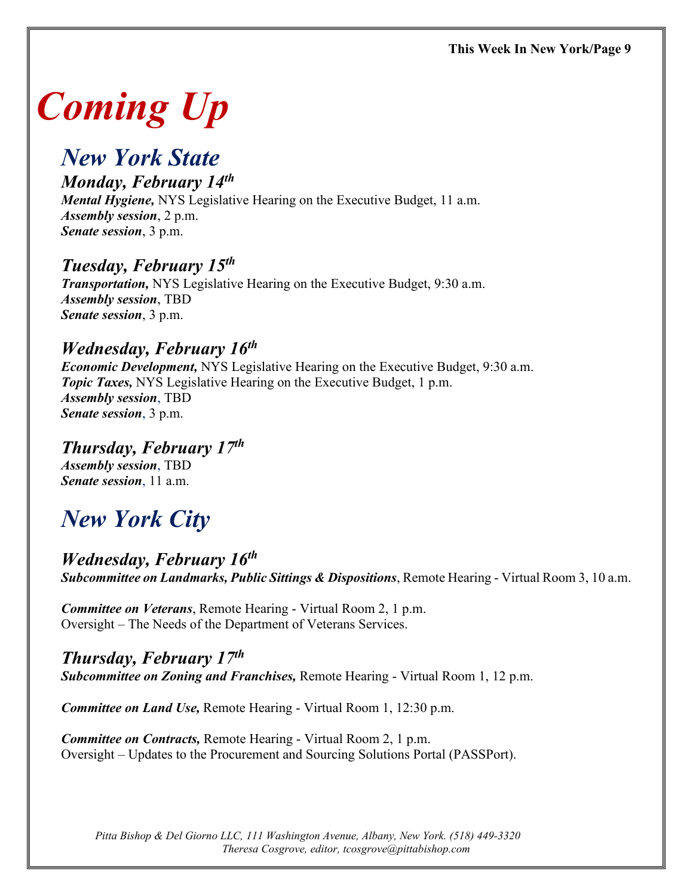# *Coming Up*

## *New York State*

### *Monday, February 14th*

***Mental Hygiene,*** NYS Legislative Hearing on the Executive Budget, 11 a.m.
***Assembly session***, 2 p.m.
***Senate session***, 3 p.m.

### *Tuesday, February 15th*

***Transportation,*** NYS Legislative Hearing on the Executive Budget, 9:30 a.m.
***Assembly session***, TBD
***Senate session***, 3 p.m.

### *Wednesday, February 16th*

***Economic Development,*** NYS Legislative Hearing on the Executive Budget, 9:30 a.m.
***Topic Taxes,*** NYS Legislative Hearing on the Executive Budget, 1 p.m.
***Assembly session***, TBD
***Senate session***, 3 p.m.

### *Thursday, February 17th*

***Assembly session***, TBD
***Senate session***, 11 a.m.

## *New York City*

### *Wednesday, February 16th*

***Subcommittee on Landmarks, Public Sittings & Dispositions***, Remote Hearing - Virtual Room 3, 10 a.m.

***Committee on Veterans***, Remote Hearing - Virtual Room 2, 1 p.m.
Oversight – The Needs of the Department of Veterans Services.

### *Thursday, February 17th*

***Subcommittee on Zoning and Franchises,*** Remote Hearing - Virtual Room 1, 12 p.m.

***Committee on Land Use,*** Remote Hearing - Virtual Room 1, 12:30 p.m.

***Committee on Contracts,*** Remote Hearing - Virtual Room 2, 1 p.m.
Oversight – Updates to the Procurement and Sourcing Solutions Portal (PASSPort).

*Pitta Bishop & Del Giorno LLC, 111 Washington Avenue, Albany, New York. (518) 449-3320*
*Theresa Cosgrove, editor, tcosgrove@pittabishop.com*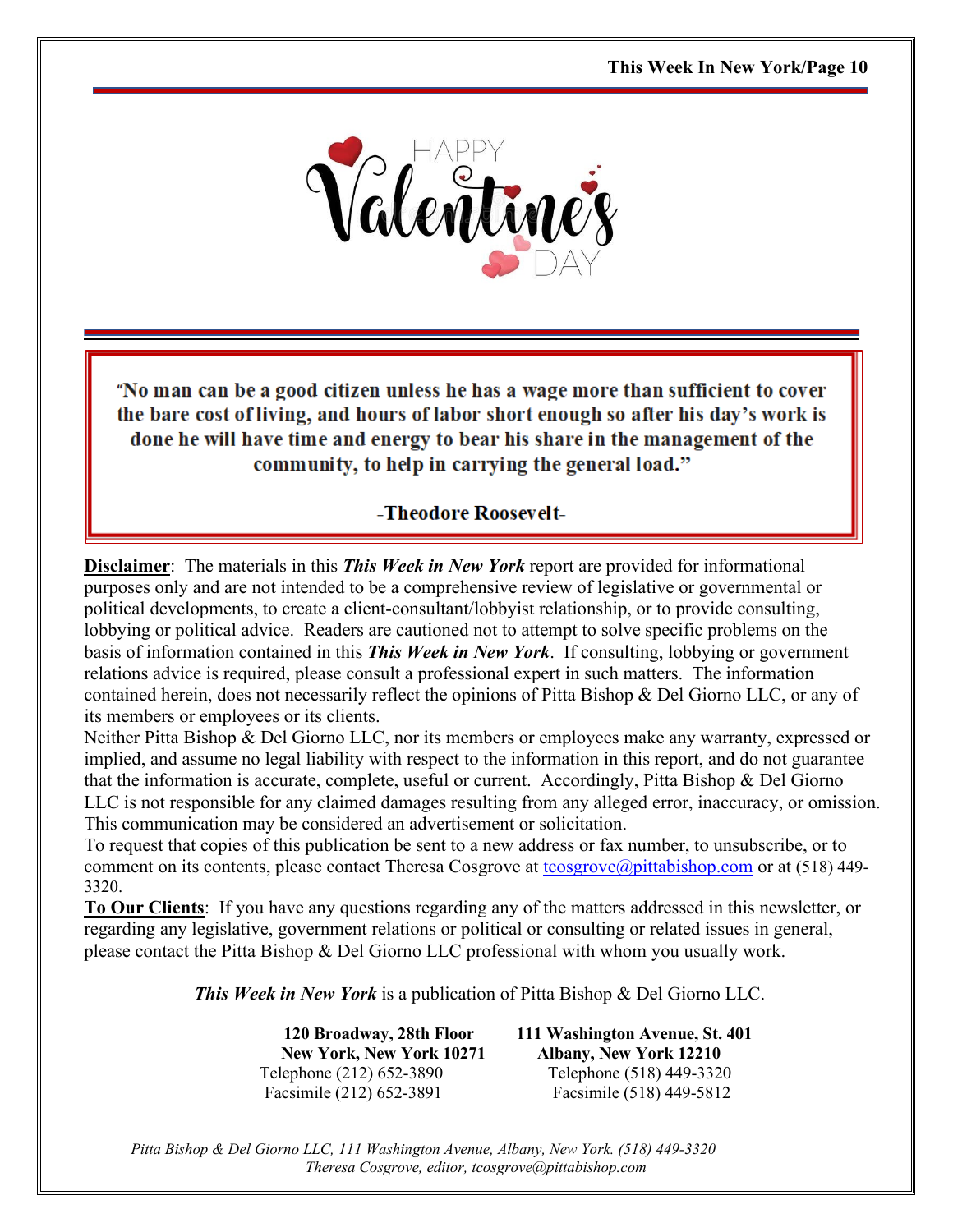HAPPY Valentine's DAY

"No man can be a good citizen unless he has a wage more than sufficient to cover the bare cost of living, and hours of labor short enough so after his day's work is done he will have time and energy to bear his share in the management of the community, to help in carrying the general load."

-Theodore Roosevelt-

**Disclaimer**: The materials in this ***This Week in New York*** report are provided for informational purposes only and are not intended to be a comprehensive review of legislative or governmental or political developments, to create a client-consultant/lobbyist relationship, or to provide consulting, lobbying or political advice. Readers are cautioned not to attempt to solve specific problems on the basis of information contained in this ***This Week in New York***. If consulting, lobbying or government relations advice is required, please consult a professional expert in such matters. The information contained herein, does not necessarily reflect the opinions of Pitta Bishop & Del Giorno LLC, or any of its members or employees or its clients.

Neither Pitta Bishop & Del Giorno LLC, nor its members or employees make any warranty, expressed or implied, and assume no legal liability with respect to the information in this report, and do not guarantee that the information is accurate, complete, useful or current. Accordingly, Pitta Bishop & Del Giorno LLC is not responsible for any claimed damages resulting from any alleged error, inaccuracy, or omission. This communication may be considered an advertisement or solicitation.

To request that copies of this publication be sent to a new address or fax number, to unsubscribe, or to comment on its contents, please contact Theresa Cosgrove at tcosgrove@pittabishop.com or at (518) 449-3320.

**To Our Clients**: If you have any questions regarding any of the matters addressed in this newsletter, or regarding any legislative, government relations or political or consulting or related issues in general, please contact the Pitta Bishop & Del Giorno LLC professional with whom you usually work.

***This Week in New York*** is a publication of Pitta Bishop & Del Giorno LLC.

**120 Broadway, 28th Floor**
**New York, New York 10271**
Telephone (212) 652-3890
Facsimile (212) 652-3891

**111 Washington Avenue, St. 401**
**Albany, New York 12210**
Telephone (518) 449-3320
Facsimile (518) 449-5812

*Pitta Bishop & Del Giorno LLC, 111 Washington Avenue, Albany, New York. (518) 449-3320*
*Theresa Cosgrove, editor, tcosgrove@pittabishop.com*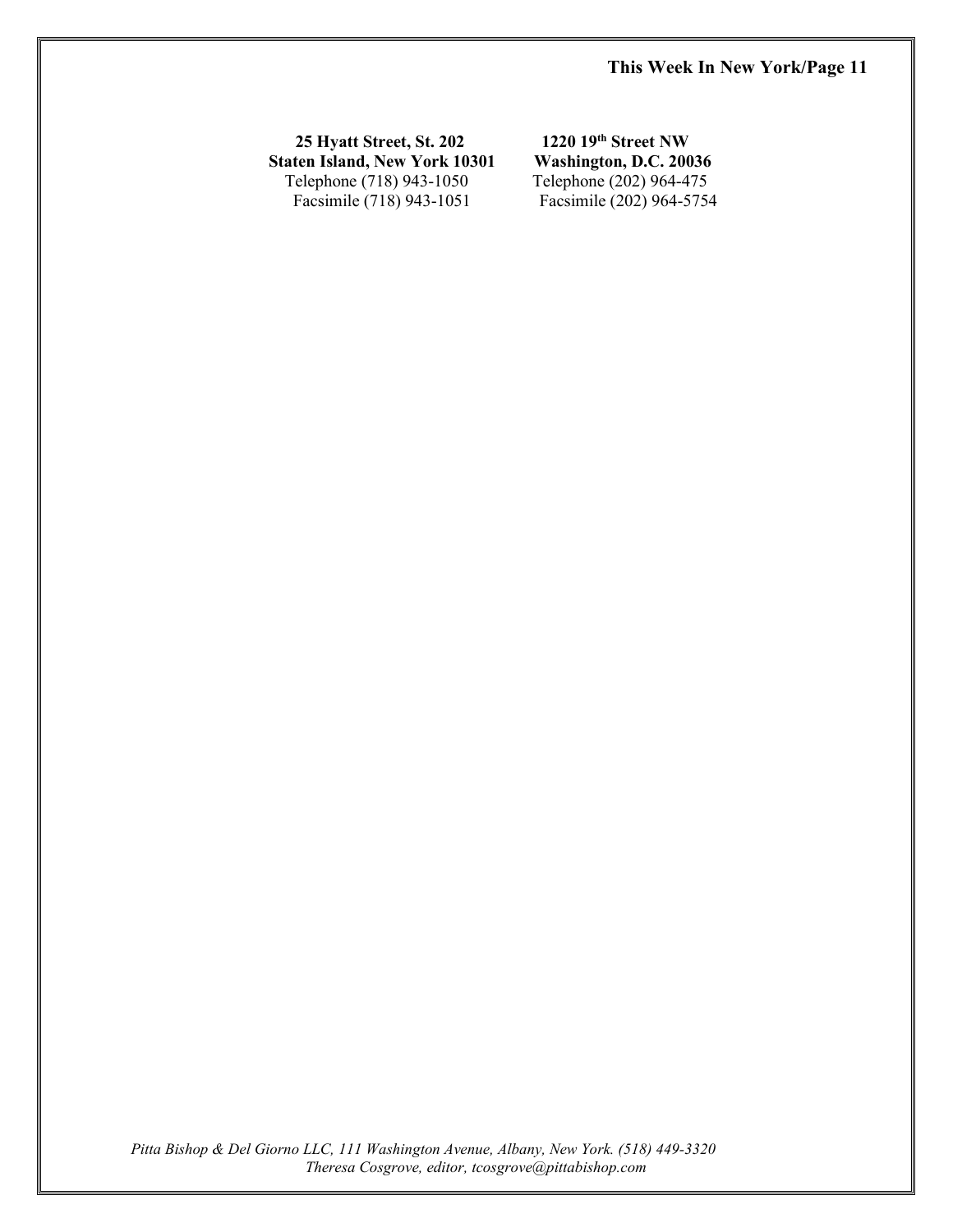**25 Hyatt Street, St. 202**
**Staten Island, New York 10301**
Telephone (718) 943-1050
Facsimile (718) 943-1051

**1220 19th Street NW**
**Washington, D.C. 20036**
Telephone (202) 964-475
Facsimile (202) 964-5754